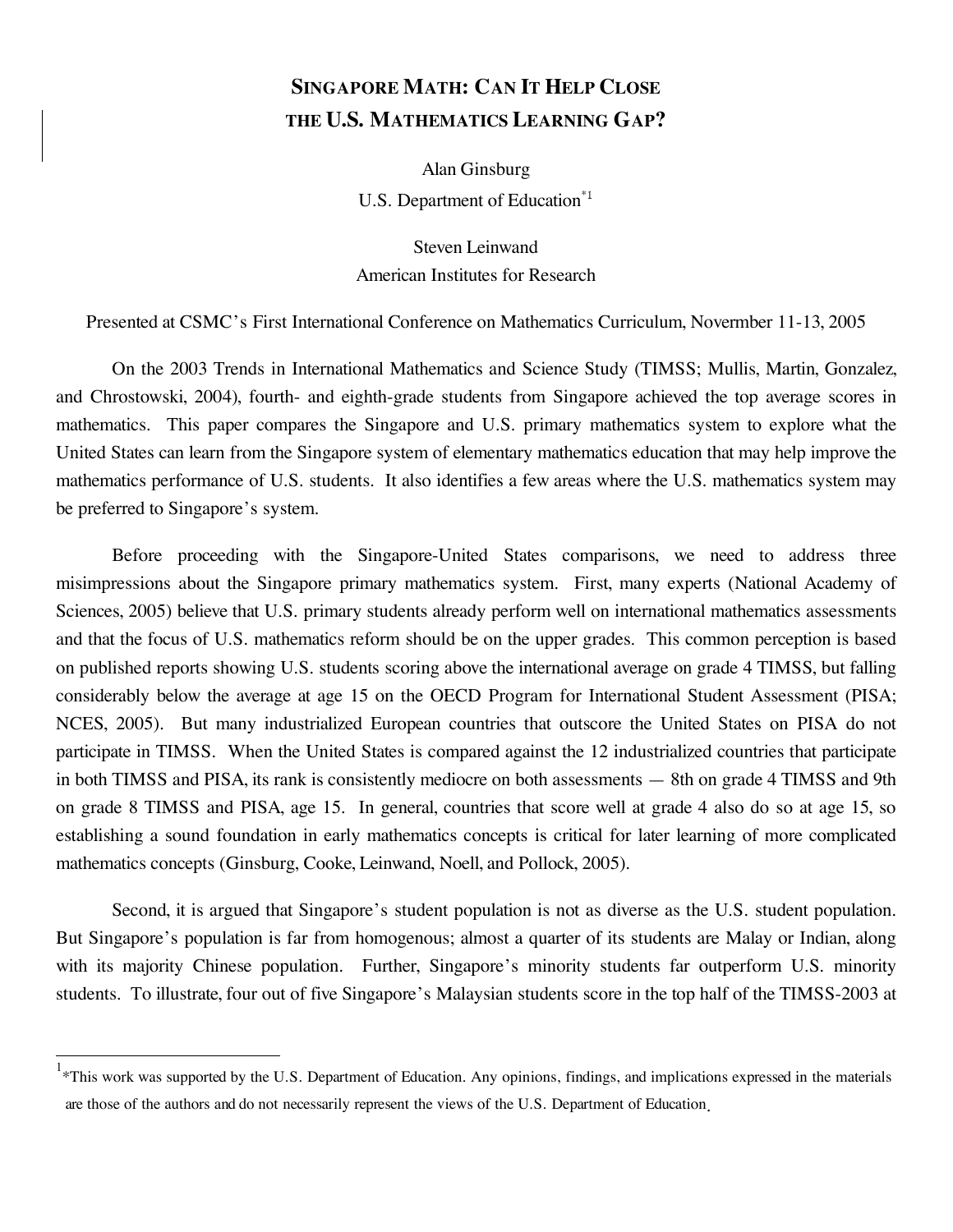# SINGAPORE MATH: CAN IT HELP CLOSE THE U.S. MATHEMATICS LEARNING GAP?

Alan Ginsburg
U.S. Department of Education*[1]

Steven Leinwand
American Institutes for Research

Presented at CSMC's First International Conference on Mathematics Curriculum, Novermber 11-13, 2005

On the 2003 Trends in International Mathematics and Science Study (TIMSS; Mullis, Martin, Gonzalez, and Chrostowski, 2004), fourth- and eighth-grade students from Singapore achieved the top average scores in mathematics. This paper compares the Singapore and U.S. primary mathematics system to explore what the United States can learn from the Singapore system of elementary mathematics education that may help improve the mathematics performance of U.S. students. It also identifies a few areas where the U.S. mathematics system may be preferred to Singapore's system.

Before proceeding with the Singapore-United States comparisons, we need to address three misimpressions about the Singapore primary mathematics system. First, many experts (National Academy of Sciences, 2005) believe that U.S. primary students already perform well on international mathematics assessments and that the focus of U.S. mathematics reform should be on the upper grades. This common perception is based on published reports showing U.S. students scoring above the international average on grade 4 TIMSS, but falling considerably below the average at age 15 on the OECD Program for International Student Assessment (PISA; NCES, 2005). But many industrialized European countries that outscore the United States on PISA do not participate in TIMSS. When the United States is compared against the 12 industrialized countries that participate in both TIMSS and PISA, its rank is consistently mediocre on both assessments — 8th on grade 4 TIMSS and 9th on grade 8 TIMSS and PISA, age 15. In general, countries that score well at grade 4 also do so at age 15, so establishing a sound foundation in early mathematics concepts is critical for later learning of more complicated mathematics concepts (Ginsburg, Cooke, Leinwand, Noell, and Pollock, 2005).

Second, it is argued that Singapore's student population is not as diverse as the U.S. student population. But Singapore's population is far from homogenous; almost a quarter of its students are Malay or Indian, along with its majority Chinese population. Further, Singapore's minority students far outperform U.S. minority students. To illustrate, four out of five Singapore's Malaysian students score in the top half of the TIMSS-2003 at

---

[1] *This work was supported by the U.S. Department of Education. Any opinions, findings, and implications expressed in the materials are those of the authors and do not necessarily represent the views of the U.S. Department of Education.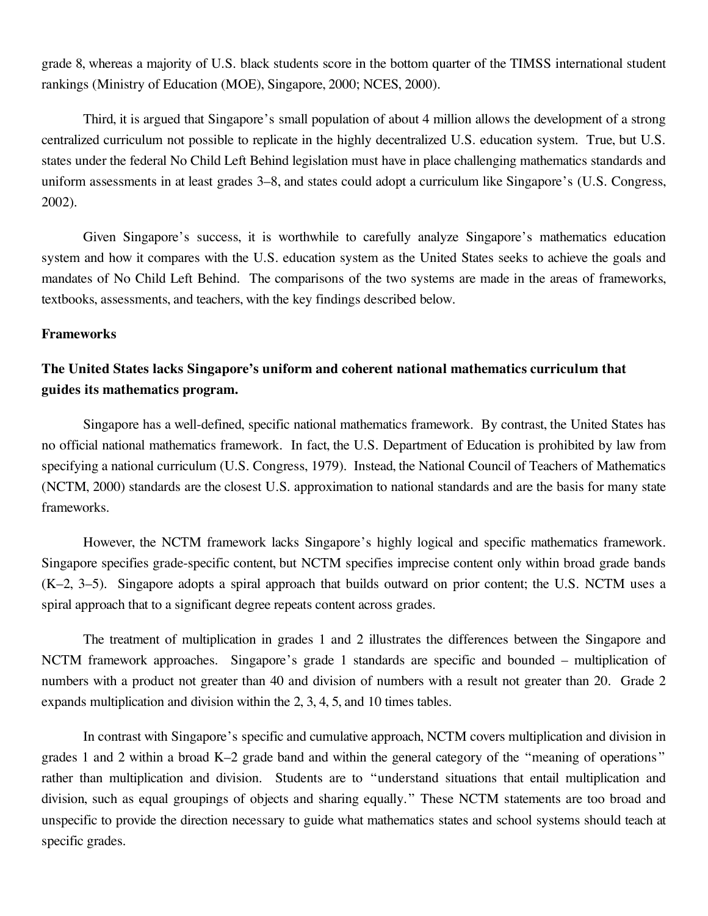grade 8, whereas a majority of U.S. black students score in the bottom quarter of the TIMSS international student rankings (Ministry of Education (MOE), Singapore, 2000; NCES, 2000).

Third, it is argued that Singapore's small population of about 4 million allows the development of a strong centralized curriculum not possible to replicate in the highly decentralized U.S. education system. True, but U.S. states under the federal No Child Left Behind legislation must have in place challenging mathematics standards and uniform assessments in at least grades 3–8, and states could adopt a curriculum like Singapore's (U.S. Congress, 2002).

Given Singapore's success, it is worthwhile to carefully analyze Singapore's mathematics education system and how it compares with the U.S. education system as the United States seeks to achieve the goals and mandates of No Child Left Behind. The comparisons of the two systems are made in the areas of frameworks, textbooks, assessments, and teachers, with the key findings described below.

## Frameworks

### The United States lacks Singapore's uniform and coherent national mathematics curriculum that guides its mathematics program.

Singapore has a well-defined, specific national mathematics framework. By contrast, the United States has no official national mathematics framework. In fact, the U.S. Department of Education is prohibited by law from specifying a national curriculum (U.S. Congress, 1979). Instead, the National Council of Teachers of Mathematics (NCTM, 2000) standards are the closest U.S. approximation to national standards and are the basis for many state frameworks.

However, the NCTM framework lacks Singapore's highly logical and specific mathematics framework. Singapore specifies grade-specific content, but NCTM specifies imprecise content only within broad grade bands (K–2, 3–5). Singapore adopts a spiral approach that builds outward on prior content; the U.S. NCTM uses a spiral approach that to a significant degree repeats content across grades.

The treatment of multiplication in grades 1 and 2 illustrates the differences between the Singapore and NCTM framework approaches. Singapore's grade 1 standards are specific and bounded – multiplication of numbers with a product not greater than 40 and division of numbers with a result not greater than 20. Grade 2 expands multiplication and division within the 2, 3, 4, 5, and 10 times tables.

In contrast with Singapore's specific and cumulative approach, NCTM covers multiplication and division in grades 1 and 2 within a broad K–2 grade band and within the general category of the "meaning of operations" rather than multiplication and division. Students are to "understand situations that entail multiplication and division, such as equal groupings of objects and sharing equally." These NCTM statements are too broad and unspecific to provide the direction necessary to guide what mathematics states and school systems should teach at specific grades.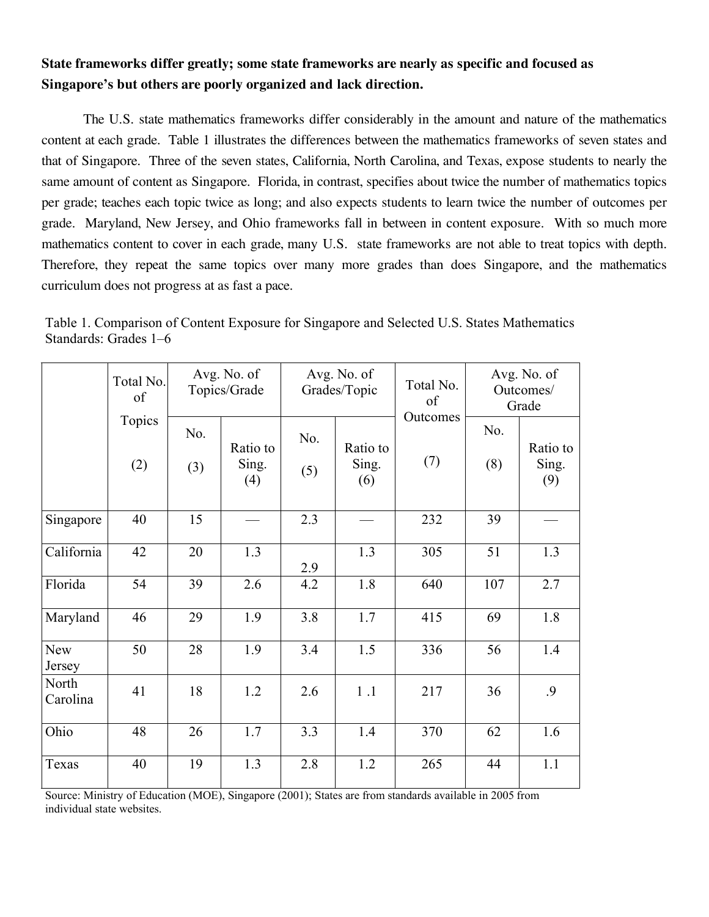**State frameworks differ greatly; some state frameworks are nearly as specific and focused as Singapore's but others are poorly organized and lack direction.**

The U.S. state mathematics frameworks differ considerably in the amount and nature of the mathematics content at each grade. Table 1 illustrates the differences between the mathematics frameworks of seven states and that of Singapore. Three of the seven states, California, North Carolina, and Texas, expose students to nearly the same amount of content as Singapore. Florida, in contrast, specifies about twice the number of mathematics topics per grade; teaches each topic twice as long; and also expects students to learn twice the number of outcomes per grade. Maryland, New Jersey, and Ohio frameworks fall in between in content exposure. With so much more mathematics content to cover in each grade, many U.S. state frameworks are not able to treat topics with depth. Therefore, they repeat the same topics over many more grades than does Singapore, and the mathematics curriculum does not progress at as fast a pace.

Table 1. Comparison of Content Exposure for Singapore and Selected U.S. States Mathematics Standards: Grades 1–6

| | Total No. of Topics | Avg. No. of Topics/Grade | | Avg. No. of Grades/Topic | | Total No. of Outcomes | Avg. No. of Outcomes/ Grade | |
|---|---|---|---|---|---|---|---|---|
| | (2) | No. (3) | Ratio to Sing. (4) | No. (5) | Ratio to Sing. (6) | (7) | No. (8) | Ratio to Sing. (9) |
| Singapore | 40 | 15 | — | 2.3 | — | 232 | 39 | — |
| California | 42 | 20 | 1.3 | 2.9 | 1.3 | 305 | 51 | 1.3 |
| Florida | 54 | 39 | 2.6 | 4.2 | 1.8 | 640 | 107 | 2.7 |
| Maryland | 46 | 29 | 1.9 | 3.8 | 1.7 | 415 | 69 | 1.8 |
| New Jersey | 50 | 28 | 1.9 | 3.4 | 1.5 | 336 | 56 | 1.4 |
| North Carolina | 41 | 18 | 1.2 | 2.6 | 1 .1 | 217 | 36 | .9 |
| Ohio | 48 | 26 | 1.7 | 3.3 | 1.4 | 370 | 62 | 1.6 |
| Texas | 40 | 19 | 1.3 | 2.8 | 1.2 | 265 | 44 | 1.1 |

Source: Ministry of Education (MOE), Singapore (2001); States are from standards available in 2005 from individual state websites.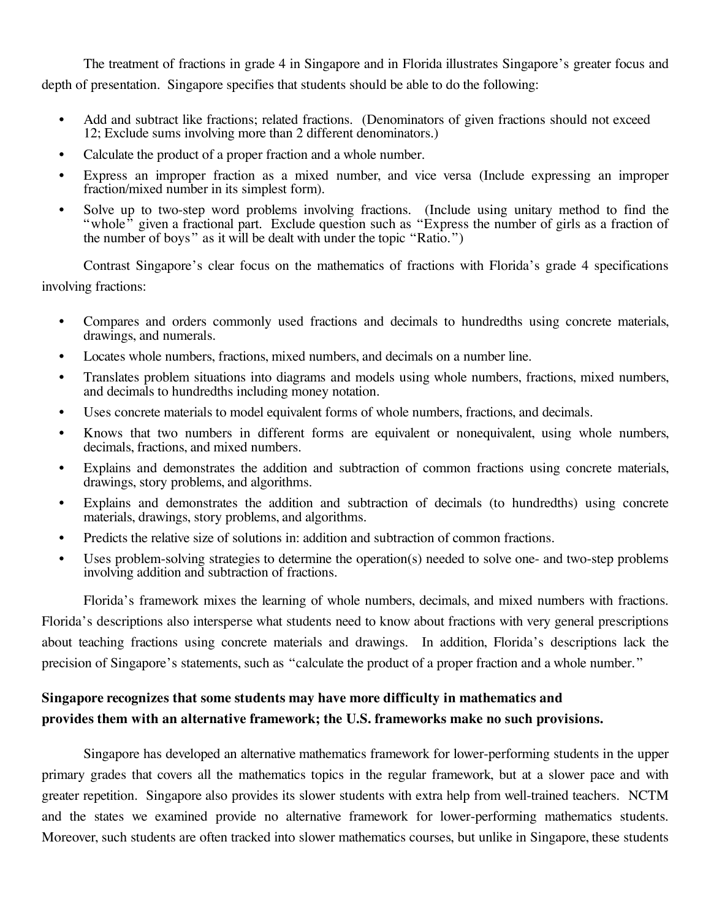The treatment of fractions in grade 4 in Singapore and in Florida illustrates Singapore's greater focus and depth of presentation. Singapore specifies that students should be able to do the following:

- Add and subtract like fractions; related fractions. (Denominators of given fractions should not exceed 12; Exclude sums involving more than 2 different denominators.)
- Calculate the product of a proper fraction and a whole number.
- Express an improper fraction as a mixed number, and vice versa (Include expressing an improper fraction/mixed number in its simplest form).
- Solve up to two-step word problems involving fractions. (Include using unitary method to find the "whole" given a fractional part. Exclude question such as "Express the number of girls as a fraction of the number of boys" as it will be dealt with under the topic "Ratio.")

Contrast Singapore's clear focus on the mathematics of fractions with Florida's grade 4 specifications involving fractions:

- Compares and orders commonly used fractions and decimals to hundredths using concrete materials, drawings, and numerals.
- Locates whole numbers, fractions, mixed numbers, and decimals on a number line.
- Translates problem situations into diagrams and models using whole numbers, fractions, mixed numbers, and decimals to hundredths including money notation.
- Uses concrete materials to model equivalent forms of whole numbers, fractions, and decimals.
- Knows that two numbers in different forms are equivalent or nonequivalent, using whole numbers, decimals, fractions, and mixed numbers.
- Explains and demonstrates the addition and subtraction of common fractions using concrete materials, drawings, story problems, and algorithms.
- Explains and demonstrates the addition and subtraction of decimals (to hundredths) using concrete materials, drawings, story problems, and algorithms.
- Predicts the relative size of solutions in: addition and subtraction of common fractions.
- Uses problem-solving strategies to determine the operation(s) needed to solve one- and two-step problems involving addition and subtraction of fractions.

Florida's framework mixes the learning of whole numbers, decimals, and mixed numbers with fractions. Florida's descriptions also intersperse what students need to know about fractions with very general prescriptions about teaching fractions using concrete materials and drawings. In addition, Florida's descriptions lack the precision of Singapore's statements, such as "calculate the product of a proper fraction and a whole number."

**Singapore recognizes that some students may have more difficulty in mathematics and provides them with an alternative framework; the U.S. frameworks make no such provisions.**

Singapore has developed an alternative mathematics framework for lower-performing students in the upper primary grades that covers all the mathematics topics in the regular framework, but at a slower pace and with greater repetition. Singapore also provides its slower students with extra help from well-trained teachers. NCTM and the states we examined provide no alternative framework for lower-performing mathematics students. Moreover, such students are often tracked into slower mathematics courses, but unlike in Singapore, these students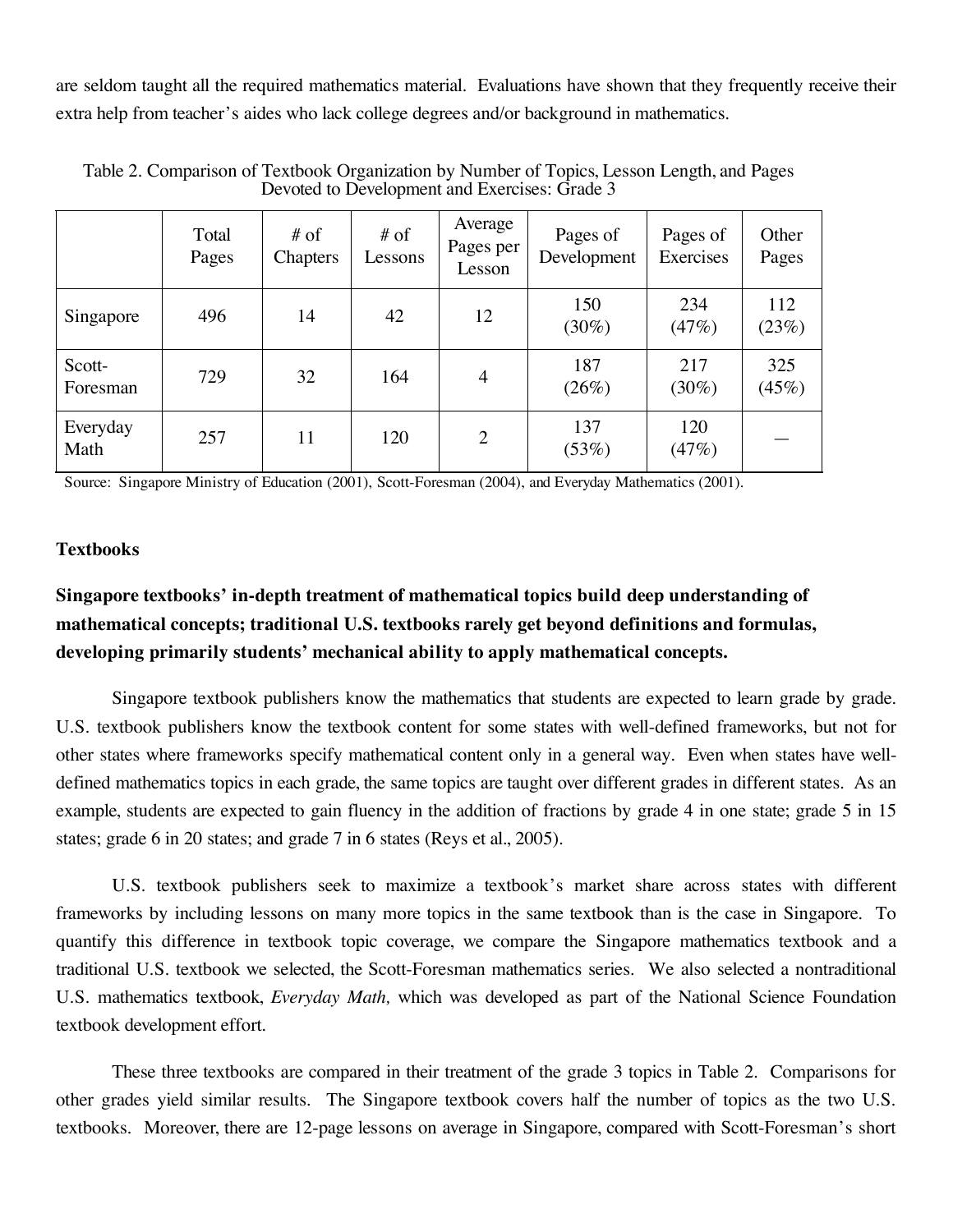are seldom taught all the required mathematics material. Evaluations have shown that they frequently receive their extra help from teacher's aides who lack college degrees and/or background in mathematics.

Table 2. Comparison of Textbook Organization by Number of Topics, Lesson Length, and Pages Devoted to Development and Exercises: Grade 3

| | Total Pages | # of Chapters | # of Lessons | Average Pages per Lesson | Pages of Development | Pages of Exercises | Other Pages |
|---|---|---|---|---|---|---|---|
| Singapore | 496 | 14 | 42 | 12 | 150 (30%) | 234 (47%) | 112 (23%) |
| Scott-Foresman | 729 | 32 | 164 | 4 | 187 (26%) | 217 (30%) | 325 (45%) |
| Everyday Math | 257 | 11 | 120 | 2 | 137 (53%) | 120 (47%) | — |

Source: Singapore Ministry of Education (2001), Scott-Foresman (2004), and Everyday Mathematics (2001).

### Textbooks

**Singapore textbooks' in-depth treatment of mathematical topics build deep understanding of mathematical concepts; traditional U.S. textbooks rarely get beyond definitions and formulas, developing primarily students' mechanical ability to apply mathematical concepts.**

Singapore textbook publishers know the mathematics that students are expected to learn grade by grade. U.S. textbook publishers know the textbook content for some states with well-defined frameworks, but not for other states where frameworks specify mathematical content only in a general way. Even when states have well-defined mathematics topics in each grade, the same topics are taught over different grades in different states. As an example, students are expected to gain fluency in the addition of fractions by grade 4 in one state; grade 5 in 15 states; grade 6 in 20 states; and grade 7 in 6 states (Reys et al., 2005).

U.S. textbook publishers seek to maximize a textbook's market share across states with different frameworks by including lessons on many more topics in the same textbook than is the case in Singapore. To quantify this difference in textbook topic coverage, we compare the Singapore mathematics textbook and a traditional U.S. textbook we selected, the Scott-Foresman mathematics series. We also selected a nontraditional U.S. mathematics textbook, *Everyday Math,* which was developed as part of the National Science Foundation textbook development effort.

These three textbooks are compared in their treatment of the grade 3 topics in Table 2. Comparisons for other grades yield similar results. The Singapore textbook covers half the number of topics as the two U.S. textbooks. Moreover, there are 12-page lessons on average in Singapore, compared with Scott-Foresman's short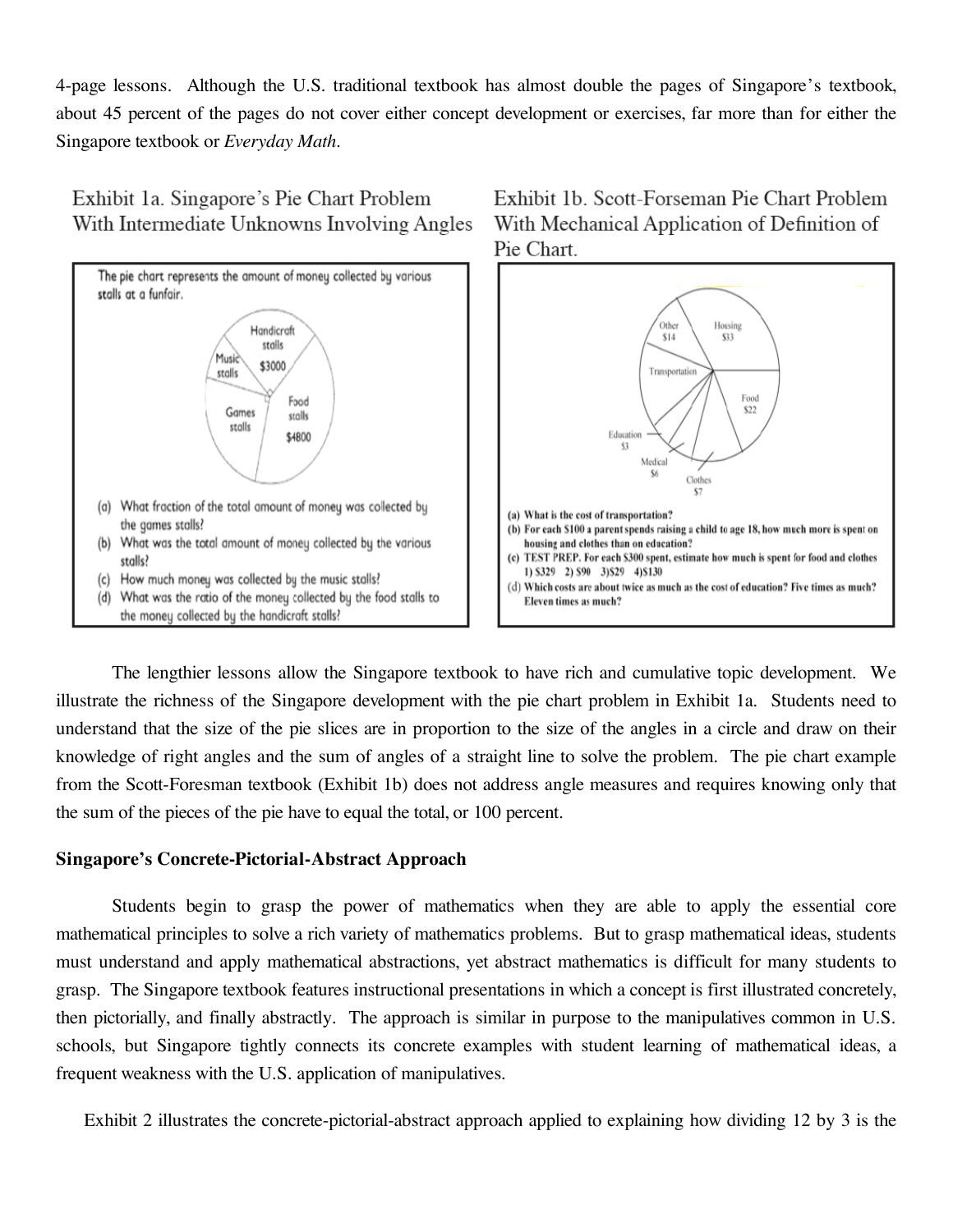4-page lessons. Although the U.S. traditional textbook has almost double the pages of Singapore's textbook, about 45 percent of the pages do not cover either concept development or exercises, far more than for either the Singapore textbook or *Everyday Math*.

Exhibit 1a. Singapore's Pie Chart Problem With Intermediate Unknowns Involving Angles

The pie chart represents the amount of money collected by various stalls at a funfair.

Handicraft stalls $3000

Music stalls

Games stalls

Food stalls $4800

(a) What fraction of the total amount of money was collected by the games stalls?
(b) What was the total amount of money collected by the various stalls?
(c) How much money was collected by the music stalls?
(d) What was the ratio of the money collected by the food stalls to the money collected by the handicraft stalls?

Exhibit 1b. Scott-Forseman Pie Chart Problem With Mechanical Application of Definition of Pie Chart.

Other $14

Housing $33

Transportation

Food $22

Education $3

Medical $6

Clothes $7

(a) What is the cost of transportation?
(b) For each $100 a parent spends raising a child to age 18, how much more is spent on housing and clothes than on education?
(c) TEST PREP. For each $300 spent, estimate how much is spent for food and clothes
1) $329 2) $90 3)$29 4)$130
(d) Which costs are about twice as much as the cost of education? Five times as much? Eleven times as much?

The lengthier lessons allow the Singapore textbook to have rich and cumulative topic development. We illustrate the richness of the Singapore development with the pie chart problem in Exhibit 1a. Students need to understand that the size of the pie slices are in proportion to the size of the angles in a circle and draw on their knowledge of right angles and the sum of angles of a straight line to solve the problem. The pie chart example from the Scott-Foresman textbook (Exhibit 1b) does not address angle measures and requires knowing only that the sum of the pieces of the pie have to equal the total, or 100 percent.

**Singapore's Concrete-Pictorial-Abstract Approach**

Students begin to grasp the power of mathematics when they are able to apply the essential core mathematical principles to solve a rich variety of mathematics problems. But to grasp mathematical ideas, students must understand and apply mathematical abstractions, yet abstract mathematics is difficult for many students to grasp. The Singapore textbook features instructional presentations in which a concept is first illustrated concretely, then pictorially, and finally abstractly. The approach is similar in purpose to the manipulatives common in U.S. schools, but Singapore tightly connects its concrete examples with student learning of mathematical ideas, a frequent weakness with the U.S. application of manipulatives.

Exhibit 2 illustrates the concrete-pictorial-abstract approach applied to explaining how dividing 12 by 3 is the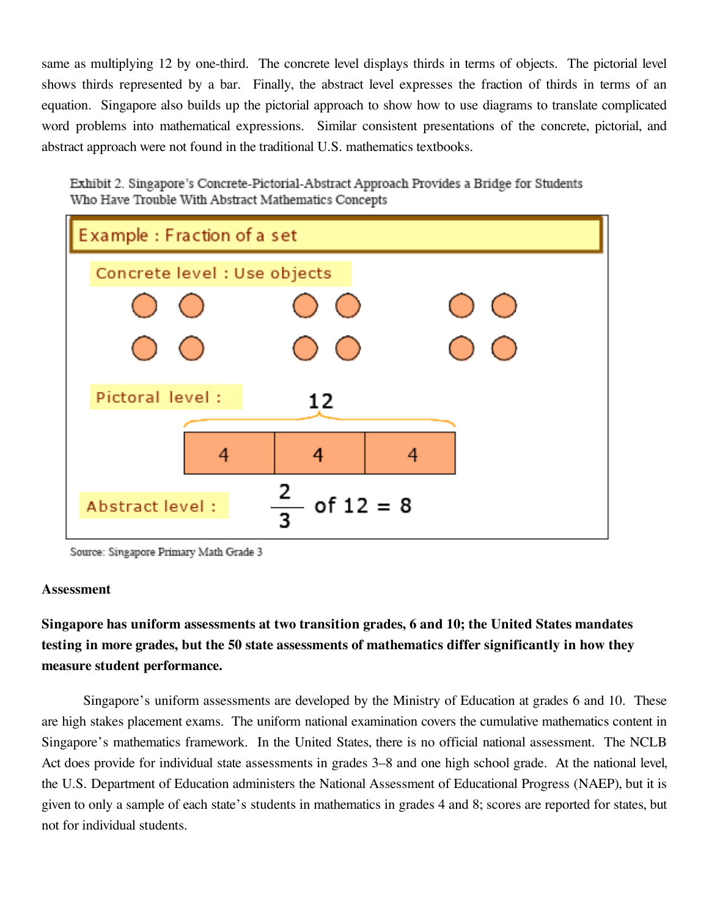same as multiplying 12 by one-third. The concrete level displays thirds in terms of objects. The pictorial level shows thirds represented by a bar. Finally, the abstract level expresses the fraction of thirds in terms of an equation. Singapore also builds up the pictorial approach to show how to use diagrams to translate complicated word problems into mathematical expressions. Similar consistent presentations of the concrete, pictorial, and abstract approach were not found in the traditional U.S. mathematics textbooks.

Exhibit 2. Singapore's Concrete-Pictorial-Abstract Approach Provides a Bridge for Students Who Have Trouble With Abstract Mathematics Concepts

**Example : Fraction of a set**

Concrete level : Use objects

Pictoral level :

12

| 4 | 4 | 4 |
|---|---|---|

Abstract level : $\frac{2}{3}$ of 12 = 8

Source: Singapore Primary Math Grade 3

**Assessment**

**Singapore has uniform assessments at two transition grades, 6 and 10; the United States mandates testing in more grades, but the 50 state assessments of mathematics differ significantly in how they measure student performance.**

Singapore's uniform assessments are developed by the Ministry of Education at grades 6 and 10. These are high stakes placement exams. The uniform national examination covers the cumulative mathematics content in Singapore's mathematics framework. In the United States, there is no official national assessment. The NCLB Act does provide for individual state assessments in grades 3–8 and one high school grade. At the national level, the U.S. Department of Education administers the National Assessment of Educational Progress (NAEP), but it is given to only a sample of each state's students in mathematics in grades 4 and 8; scores are reported for states, but not for individual students.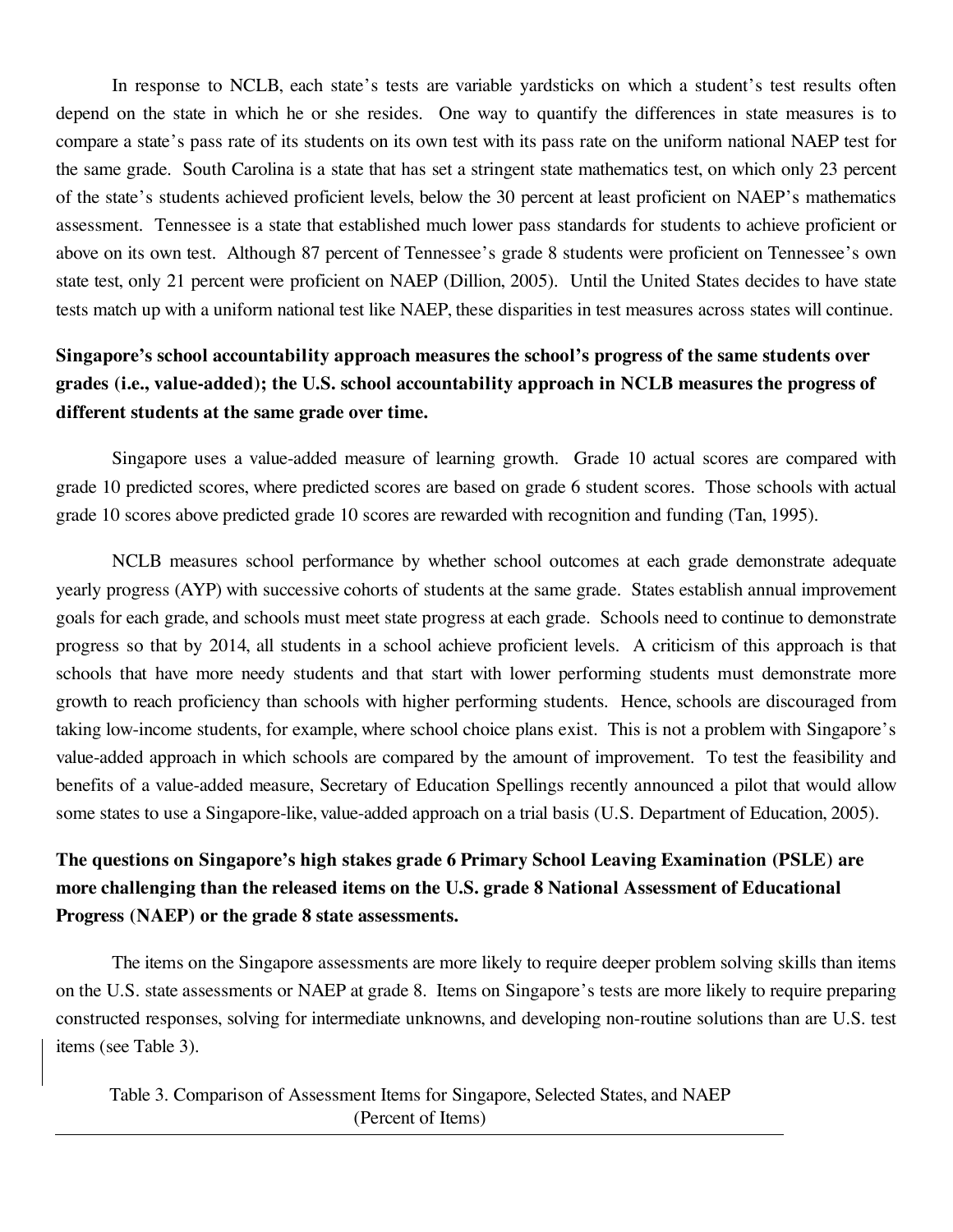In response to NCLB, each state's tests are variable yardsticks on which a student's test results often depend on the state in which he or she resides. One way to quantify the differences in state measures is to compare a state's pass rate of its students on its own test with its pass rate on the uniform national NAEP test for the same grade. South Carolina is a state that has set a stringent state mathematics test, on which only 23 percent of the state's students achieved proficient levels, below the 30 percent at least proficient on NAEP's mathematics assessment. Tennessee is a state that established much lower pass standards for students to achieve proficient or above on its own test. Although 87 percent of Tennessee's grade 8 students were proficient on Tennessee's own state test, only 21 percent were proficient on NAEP (Dillion, 2005). Until the United States decides to have state tests match up with a uniform national test like NAEP, these disparities in test measures across states will continue.

**Singapore's school accountability approach measures the school's progress of the same students over grades (i.e., value-added); the U.S. school accountability approach in NCLB measures the progress of different students at the same grade over time.**

Singapore uses a value-added measure of learning growth. Grade 10 actual scores are compared with grade 10 predicted scores, where predicted scores are based on grade 6 student scores. Those schools with actual grade 10 scores above predicted grade 10 scores are rewarded with recognition and funding (Tan, 1995).

NCLB measures school performance by whether school outcomes at each grade demonstrate adequate yearly progress (AYP) with successive cohorts of students at the same grade. States establish annual improvement goals for each grade, and schools must meet state progress at each grade. Schools need to continue to demonstrate progress so that by 2014, all students in a school achieve proficient levels. A criticism of this approach is that schools that have more needy students and that start with lower performing students must demonstrate more growth to reach proficiency than schools with higher performing students. Hence, schools are discouraged from taking low-income students, for example, where school choice plans exist. This is not a problem with Singapore's value-added approach in which schools are compared by the amount of improvement. To test the feasibility and benefits of a value-added measure, Secretary of Education Spellings recently announced a pilot that would allow some states to use a Singapore-like, value-added approach on a trial basis (U.S. Department of Education, 2005).

**The questions on Singapore's high stakes grade 6 Primary School Leaving Examination (PSLE) are more challenging than the released items on the U.S. grade 8 National Assessment of Educational Progress (NAEP) or the grade 8 state assessments.**

The items on the Singapore assessments are more likely to require deeper problem solving skills than items on the U.S. state assessments or NAEP at grade 8. Items on Singapore's tests are more likely to require preparing constructed responses, solving for intermediate unknowns, and developing non-routine solutions than are U.S. test items (see Table 3).

Table 3. Comparison of Assessment Items for Singapore, Selected States, and NAEP (Percent of Items)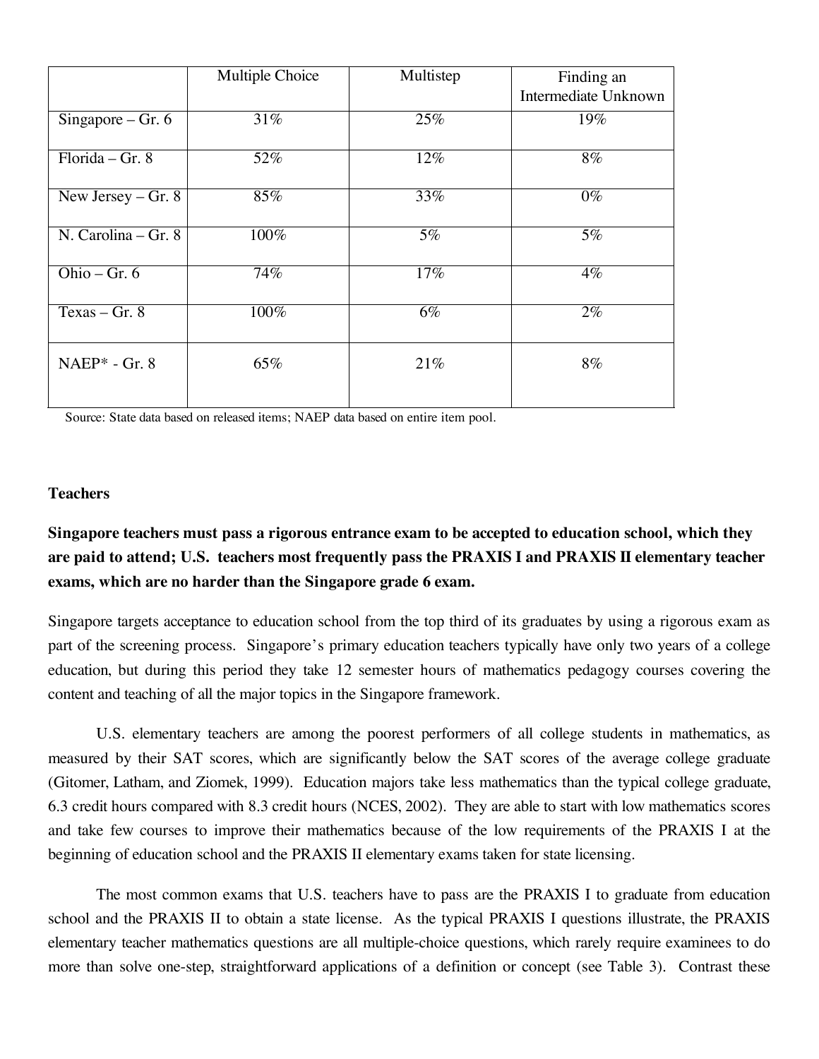| | Multiple Choice | Multistep | Finding an Intermediate Unknown |
|---|---|---|---|
| Singapore – Gr. 6 | 31% | 25% | 19% |
| Florida – Gr. 8 | 52% | 12% | 8% |
| New Jersey – Gr. 8 | 85% | 33% | 0% |
| N. Carolina – Gr. 8 | 100% | 5% | 5% |
| Ohio – Gr. 6 | 74% | 17% | 4% |
| Texas – Gr. 8 | 100% | 6% | 2% |
| NAEP* - Gr. 8 | 65% | 21% | 8% |

Source: State data based on released items; NAEP data based on entire item pool.

### Teachers

**Singapore teachers must pass a rigorous entrance exam to be accepted to education school, which they are paid to attend; U.S. teachers most frequently pass the PRAXIS I and PRAXIS II elementary teacher exams, which are no harder than the Singapore grade 6 exam.**

Singapore targets acceptance to education school from the top third of its graduates by using a rigorous exam as part of the screening process. Singapore's primary education teachers typically have only two years of a college education, but during this period they take 12 semester hours of mathematics pedagogy courses covering the content and teaching of all the major topics in the Singapore framework.

U.S. elementary teachers are among the poorest performers of all college students in mathematics, as measured by their SAT scores, which are significantly below the SAT scores of the average college graduate (Gitomer, Latham, and Ziomek, 1999). Education majors take less mathematics than the typical college graduate, 6.3 credit hours compared with 8.3 credit hours (NCES, 2002). They are able to start with low mathematics scores and take few courses to improve their mathematics because of the low requirements of the PRAXIS I at the beginning of education school and the PRAXIS II elementary exams taken for state licensing.

The most common exams that U.S. teachers have to pass are the PRAXIS I to graduate from education school and the PRAXIS II to obtain a state license. As the typical PRAXIS I questions illustrate, the PRAXIS elementary teacher mathematics questions are all multiple-choice questions, which rarely require examinees to do more than solve one-step, straightforward applications of a definition or concept (see Table 3). Contrast these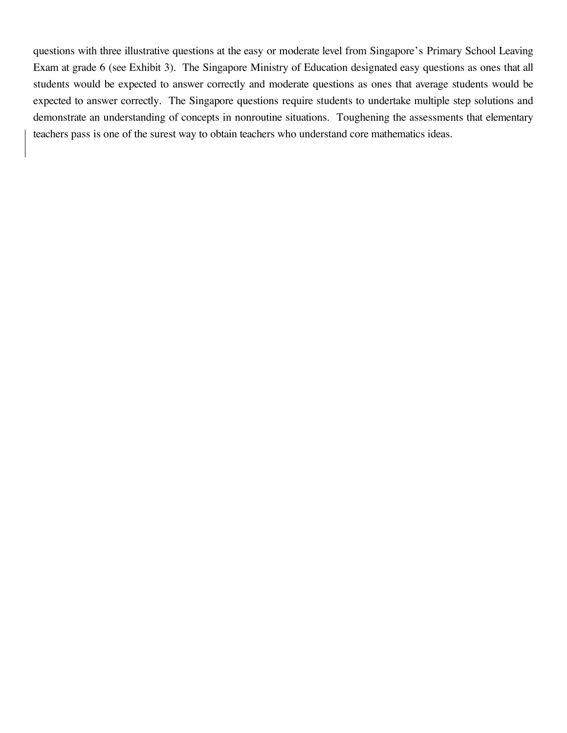questions with three illustrative questions at the easy or moderate level from Singapore's Primary School Leaving Exam at grade 6 (see Exhibit 3). The Singapore Ministry of Education designated easy questions as ones that all students would be expected to answer correctly and moderate questions as ones that average students would be expected to answer correctly. The Singapore questions require students to undertake multiple step solutions and demonstrate an understanding of concepts in nonroutine situations. Toughening the assessments that elementary teachers pass is one of the surest way to obtain teachers who understand core mathematics ideas.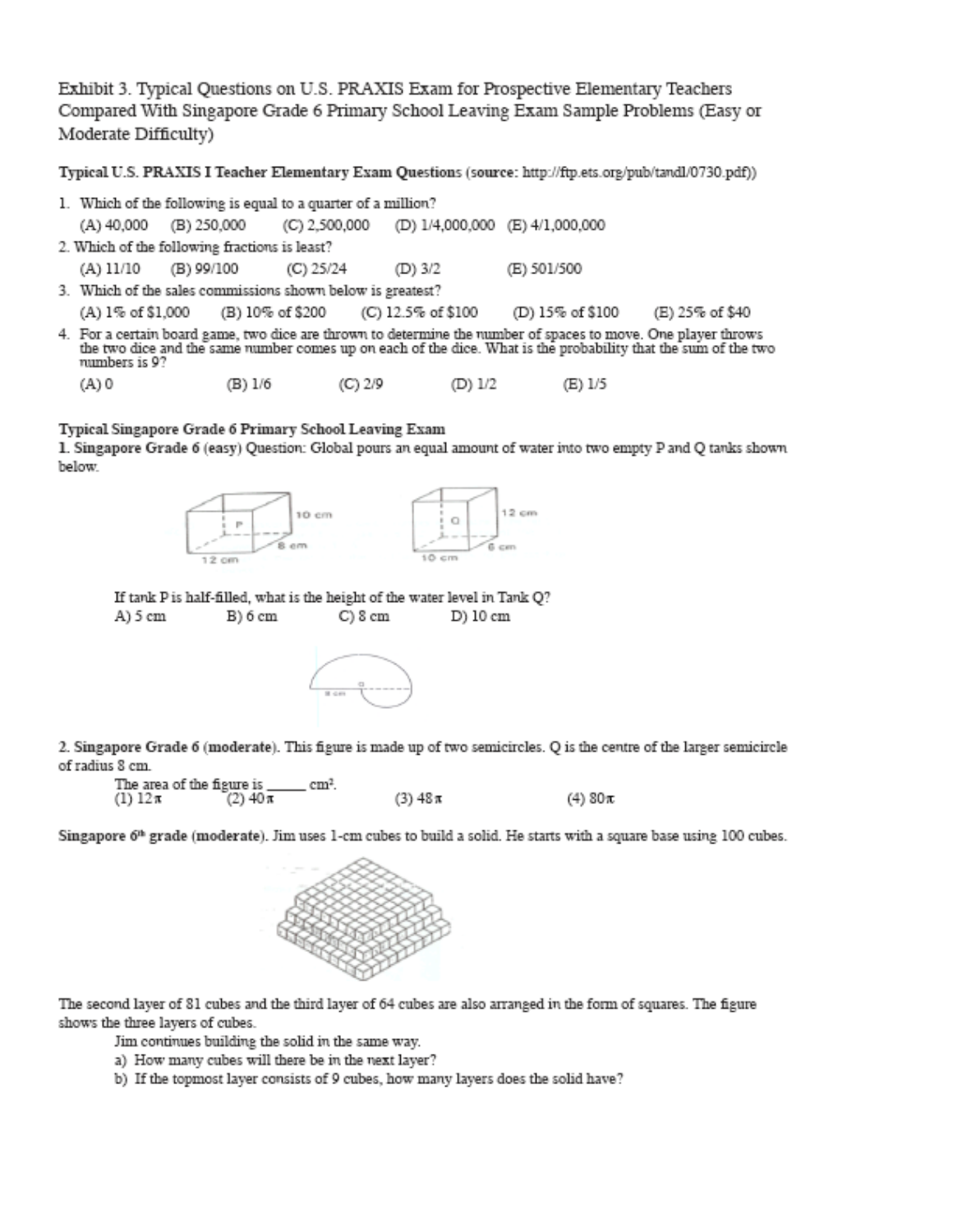Exhibit 3. Typical Questions on U.S. PRAXIS Exam for Prospective Elementary Teachers Compared With Singapore Grade 6 Primary School Leaving Exam Sample Problems (Easy or Moderate Difficulty)

**Typical U.S. PRAXIS I Teacher Elementary Exam Questions (source: http://ftp.ets.org/pub/tandl/0730.pdf))**

1. Which of the following is equal to a quarter of a million?
   (A) 40,000 (B) 250,000 (C) 2,500,000 (D) 1/4,000,000 (E) 4/1,000,000
2. Which of the following fractions is least?
   (A) 11/10 (B) 99/100 (C) 25/24 (D) 3/2 (E) 501/500
3. Which of the sales commissions shown below is greatest?
   (A) 1% of $1,000 (B) 10% of $200 (C) 12.5% of $100 (D) 15% of $100 (E) 25% of $40
4. For a certain board game, two dice are thrown to determine the number of spaces to move. One player throws the two dice and the same number comes up on each of the dice. What is the probability that the sum of the two numbers is 9?
   (A) 0 (B) 1/6 (C) 2/9 (D) 1/2 (E) 1/5

**Typical Singapore Grade 6 Primary School Leaving Exam**

**1. Singapore Grade 6** (easy) Question: Global pours an equal amount of water into two empty P and Q tanks shown below.

P: 12 cm, 8 cm, 10 cm    Q: 10 cm, 6 cm, 12 cm

If tank P is half-filled, what is the height of the water level in Tank Q?
A) 5 cm B) 6 cm C) 8 cm D) 10 cm

**2. Singapore Grade 6 (moderate).** This figure is made up of two semicircles. Q is the centre of the larger semicircle of radius 8 cm.

The area of the figure is ______ cm².
(1) $12\pi$ (2) $40\pi$ (3) $48\pi$ (4) $80\pi$

**Singapore 6th grade (moderate).** Jim uses 1-cm cubes to build a solid. He starts with a square base using 100 cubes.

The second layer of 81 cubes and the third layer of 64 cubes are also arranged in the form of squares. The figure shows the three layers of cubes.

Jim continues building the solid in the same way.

a) How many cubes will there be in the next layer?

b) If the topmost layer consists of 9 cubes, how many layers does the solid have?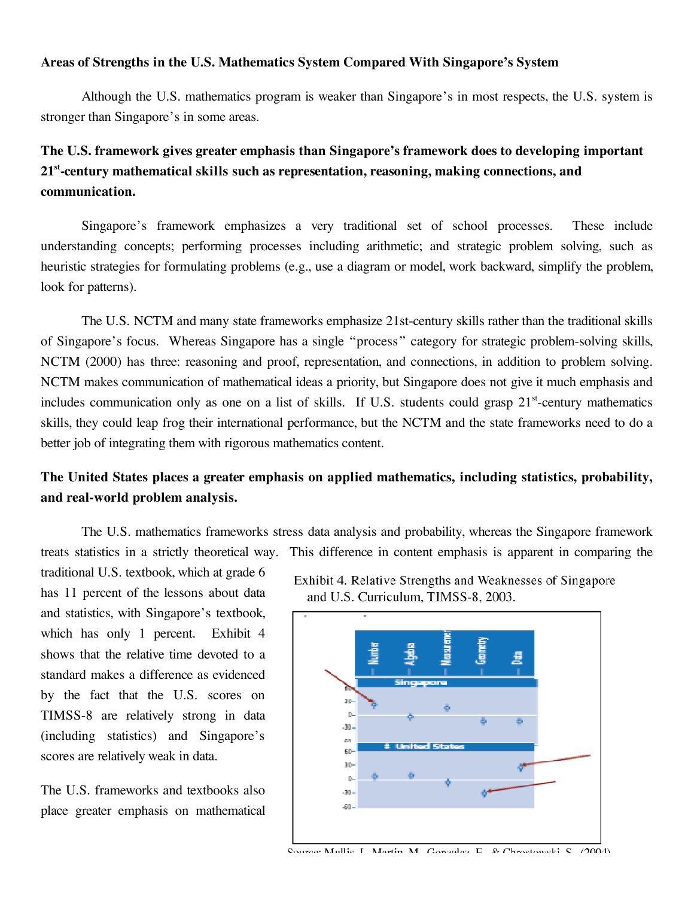**Areas of Strengths in the U.S. Mathematics System Compared With Singapore's System**

Although the U.S. mathematics program is weaker than Singapore's in most respects, the U.S. system is stronger than Singapore's in some areas.

**The U.S. framework gives greater emphasis than Singapore's framework does to developing important 21st-century mathematical skills such as representation, reasoning, making connections, and communication.**

Singapore's framework emphasizes a very traditional set of school processes. These include understanding concepts; performing processes including arithmetic; and strategic problem solving, such as heuristic strategies for formulating problems (e.g., use a diagram or model, work backward, simplify the problem, look for patterns).

The U.S. NCTM and many state frameworks emphasize 21st-century skills rather than the traditional skills of Singapore's focus. Whereas Singapore has a single "process" category for strategic problem-solving skills, NCTM (2000) has three: reasoning and proof, representation, and connections, in addition to problem solving. NCTM makes communication of mathematical ideas a priority, but Singapore does not give it much emphasis and includes communication only as one on a list of skills. If U.S. students could grasp 21st-century mathematics skills, they could leap frog their international performance, but the NCTM and the state frameworks need to do a better job of integrating them with rigorous mathematics content.

**The United States places a greater emphasis on applied mathematics, including statistics, probability, and real-world problem analysis.**

The U.S. mathematics frameworks stress data analysis and probability, whereas the Singapore framework treats statistics in a strictly theoretical way. This difference in content emphasis is apparent in comparing the traditional U.S. textbook, which at grade 6 has 11 percent of the lessons about data and statistics, with Singapore's textbook, which has only 1 percent. Exhibit 4 shows that the relative time devoted to a standard makes a difference as evidenced by the fact that the U.S. scores on TIMSS-8 are relatively strong in data (including statistics) and Singapore's scores are relatively weak in data.

Exhibit 4. Relative Strengths and Weaknesses of Singapore and U.S. Curriculum, TIMSS-8, 2003.

Source: Mullis, I., Martin, M., Gonzalez, E., & Chrostowski, S. (2004).

The U.S. frameworks and textbooks also place greater emphasis on mathematical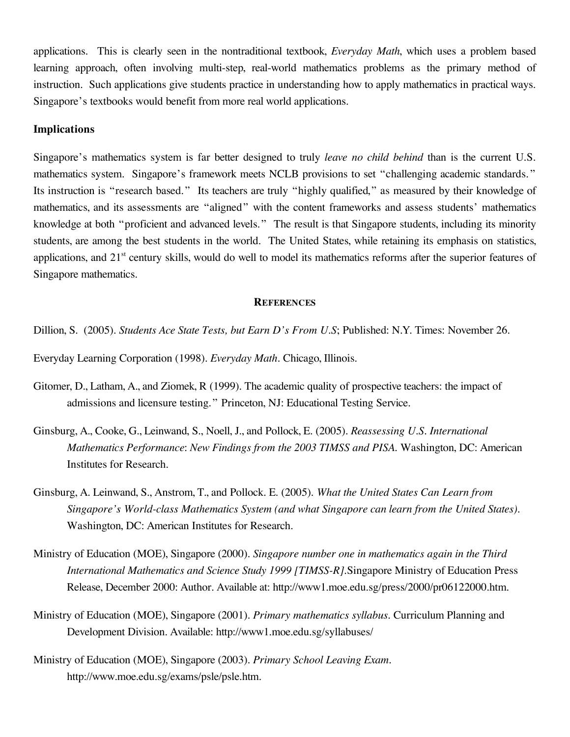applications. This is clearly seen in the nontraditional textbook, *Everyday Math*, which uses a problem based learning approach, often involving multi-step, real-world mathematics problems as the primary method of instruction. Such applications give students practice in understanding how to apply mathematics in practical ways. Singapore's textbooks would benefit from more real world applications.

**Implications**

Singapore's mathematics system is far better designed to truly *leave no child behind* than is the current U.S. mathematics system. Singapore's framework meets NCLB provisions to set "challenging academic standards." Its instruction is "research based." Its teachers are truly "highly qualified," as measured by their knowledge of mathematics, and its assessments are "aligned" with the content frameworks and assess students' mathematics knowledge at both "proficient and advanced levels." The result is that Singapore students, including its minority students, are among the best students in the world. The United States, while retaining its emphasis on statistics, applications, and 21st century skills, would do well to model its mathematics reforms after the superior features of Singapore mathematics.

## References

Dillion, S. (2005). *Students Ace State Tests, but Earn D's From U.S*; Published: N.Y. Times: November 26.

Everyday Learning Corporation (1998). *Everyday Math*. Chicago, Illinois.

Gitomer, D., Latham, A., and Ziomek, R (1999). The academic quality of prospective teachers: the impact of admissions and licensure testing." Princeton, NJ: Educational Testing Service.

Ginsburg, A., Cooke, G., Leinwand, S., Noell, J., and Pollock, E. (2005). *Reassessing U.S. International Mathematics Performance*: *New Findings from the 2003 TIMSS and PISA*. Washington, DC: American Institutes for Research.

Ginsburg, A. Leinwand, S., Anstrom, T., and Pollock. E. (2005). *What the United States Can Learn from Singapore's World-class Mathematics System (and what Singapore can learn from the United States)*. Washington, DC: American Institutes for Research.

Ministry of Education (MOE), Singapore (2000). *Singapore number one in mathematics again in the Third International Mathematics and Science Study 1999 [TIMSS-R]*.Singapore Ministry of Education Press Release, December 2000: Author. Available at: http://www1.moe.edu.sg/press/2000/pr06122000.htm.

Ministry of Education (MOE), Singapore (2001). *Primary mathematics syllabus*. Curriculum Planning and Development Division. Available: http://www1.moe.edu.sg/syllabuses/

Ministry of Education (MOE), Singapore (2003). *Primary School Leaving Exam*. http://www.moe.edu.sg/exams/psle/psle.htm.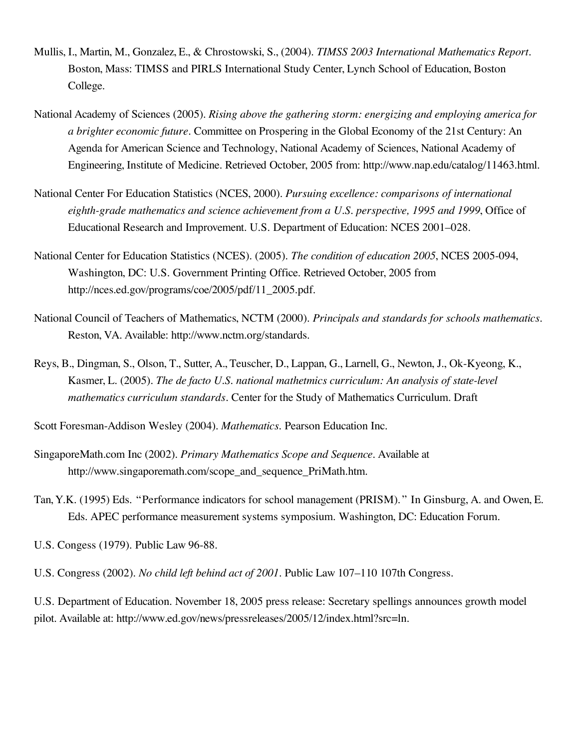Mullis, I., Martin, M., Gonzalez, E., & Chrostowski, S., (2004). *TIMSS 2003 International Mathematics Report*. Boston, Mass: TIMSS and PIRLS International Study Center, Lynch School of Education, Boston College.

National Academy of Sciences (2005). *Rising above the gathering storm: energizing and employing america for a brighter economic future*. Committee on Prospering in the Global Economy of the 21st Century: An Agenda for American Science and Technology, National Academy of Sciences, National Academy of Engineering, Institute of Medicine. Retrieved October, 2005 from: http://www.nap.edu/catalog/11463.html.

National Center For Education Statistics (NCES, 2000). *Pursuing excellence: comparisons of international eighth-grade mathematics and science achievement from a U.S. perspective, 1995 and 1999*, Office of Educational Research and Improvement. U.S. Department of Education: NCES 2001–028.

National Center for Education Statistics (NCES). (2005). *The condition of education 2005*, NCES 2005-094, Washington, DC: U.S. Government Printing Office. Retrieved October, 2005 from http://nces.ed.gov/programs/coe/2005/pdf/11_2005.pdf.

National Council of Teachers of Mathematics, NCTM (2000). *Principals and standards for schools mathematics*. Reston, VA. Available: http://www.nctm.org/standards.

Reys, B., Dingman, S., Olson, T., Sutter, A., Teuscher, D., Lappan, G., Larnell, G., Newton, J., Ok-Kyeong, K., Kasmer, L. (2005). *The de facto U.S. national mathetmics curriculum: An analysis of state-level mathematics curriculum standards*. Center for the Study of Mathematics Curriculum. Draft

Scott Foresman-Addison Wesley (2004). *Mathematics*. Pearson Education Inc.

SingaporeMath.com Inc (2002). *Primary Mathematics Scope and Sequence*. Available at http://www.singaporemath.com/scope_and_sequence_PriMath.htm.

Tan, Y.K. (1995) Eds. "Performance indicators for school management (PRISM)." In Ginsburg, A. and Owen, E. Eds. APEC performance measurement systems symposium. Washington, DC: Education Forum.

U.S. Congess (1979). Public Law 96-88.

U.S. Congress (2002). *No child left behind act of 2001*. Public Law 107–110 107th Congress.

U.S. Department of Education. November 18, 2005 press release: Secretary spellings announces growth model pilot. Available at: http://www.ed.gov/news/pressreleases/2005/12/index.html?src=ln.